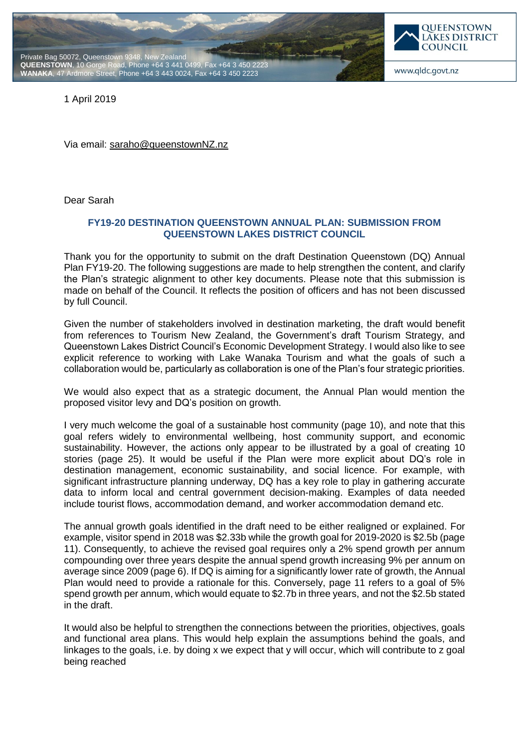Private Bag 50072, Queenstown 9348, New Zealand
**QUEENSTOWN**, 10 Gorge Road, Phone +64 3 441 0499, Fax +64 3 450 2223
**WANAKA**, 47 Ardmore Street, Phone +64 3 443 0024, Fax +64 3 450 2223

QUEENSTOWN LAKES DISTRICT COUNCIL

www.qldc.govt.nz

1 April 2019

Via email: sarah@queenstownNZ.nz

Dear Sarah

**FY19-20 DESTINATION QUEENSTOWN ANNUAL PLAN: SUBMISSION FROM QUEENSTOWN LAKES DISTRICT COUNCIL**

Thank you for the opportunity to submit on the draft Destination Queenstown (DQ) Annual Plan FY19-20. The following suggestions are made to help strengthen the content, and clarify the Plan's strategic alignment to other key documents. Please note that this submission is made on behalf of the Council. It reflects the position of officers and has not been discussed by full Council.

Given the number of stakeholders involved in destination marketing, the draft would benefit from references to Tourism New Zealand, the Government's draft Tourism Strategy, and Queenstown Lakes District Council's Economic Development Strategy. I would also like to see explicit reference to working with Lake Wanaka Tourism and what the goals of such a collaboration would be, particularly as collaboration is one of the Plan's four strategic priorities.

We would also expect that as a strategic document, the Annual Plan would mention the proposed visitor levy and DQ's position on growth.

I very much welcome the goal of a sustainable host community (page 10), and note that this goal refers widely to environmental wellbeing, host community support, and economic sustainability. However, the actions only appear to be illustrated by a goal of creating 10 stories (page 25). It would be useful if the Plan were more explicit about DQ's role in destination management, economic sustainability, and social licence. For example, with significant infrastructure planning underway, DQ has a key role to play in gathering accurate data to inform local and central government decision-making. Examples of data needed include tourist flows, accommodation demand, and worker accommodation demand etc.

The annual growth goals identified in the draft need to be either realigned or explained. For example, visitor spend in 2018 was \$2.33b while the growth goal for 2019-2020 is \$2.5b (page 11). Consequently, to achieve the revised goal requires only a 2% spend growth per annum compounding over three years despite the annual spend growth increasing 9% per annum on average since 2009 (page 6). If DQ is aiming for a significantly lower rate of growth, the Annual Plan would need to provide a rationale for this. Conversely, page 11 refers to a goal of 5% spend growth per annum, which would equate to \$2.7b in three years, and not the \$2.5b stated in the draft.

It would also be helpful to strengthen the connections between the priorities, objectives, goals and functional area plans. This would help explain the assumptions behind the goals, and linkages to the goals, i.e. by doing x we expect that y will occur, which will contribute to z goal being reached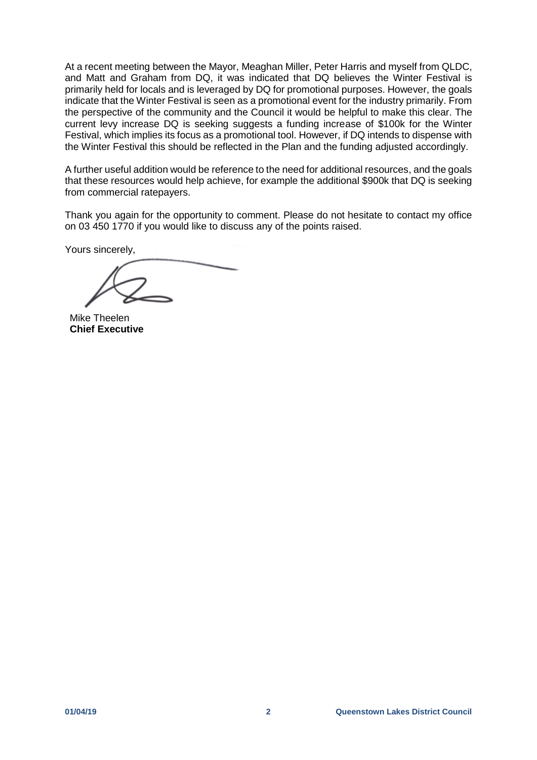At a recent meeting between the Mayor, Meaghan Miller, Peter Harris and myself from QLDC, and Matt and Graham from DQ, it was indicated that DQ believes the Winter Festival is primarily held for locals and is leveraged by DQ for promotional purposes. However, the goals indicate that the Winter Festival is seen as a promotional event for the industry primarily. From the perspective of the community and the Council it would be helpful to make this clear. The current levy increase DQ is seeking suggests a funding increase of $100k for the Winter Festival, which implies its focus as a promotional tool. However, if DQ intends to dispense with the Winter Festival this should be reflected in the Plan and the funding adjusted accordingly.

A further useful addition would be reference to the need for additional resources, and the goals that these resources would help achieve, for example the additional $900k that DQ is seeking from commercial ratepayers.

Thank you again for the opportunity to comment. Please do not hesitate to contact my office on 03 450 1770 if you would like to discuss any of the points raised.

Yours sincerely,

Mike Theelen
**Chief Executive**